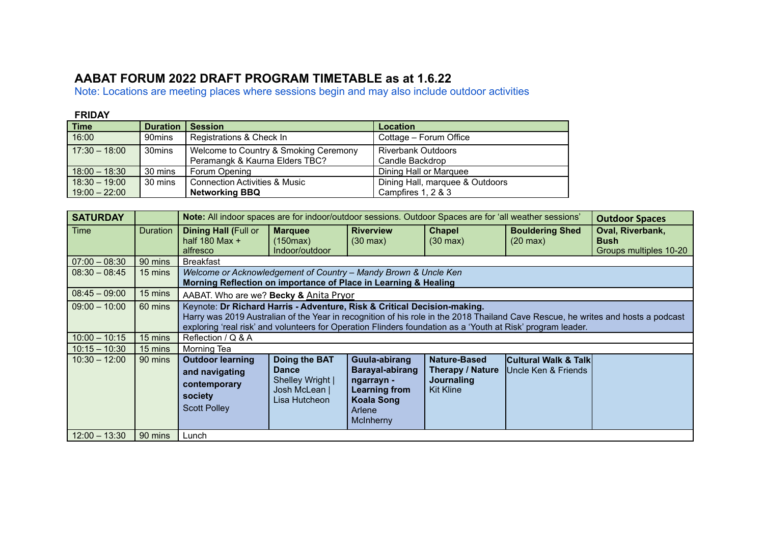# AABAT FORUM 2022 DRAFT PROGRAM TIMETABLE as at 1.6.22

Note: Locations are meeting places where sessions begin and may also include outdoor activities

**FRIDAY**

| Time | Duration | Session | Location |
|---|---|---|---|
| 16:00 | 90mins | Registrations & Check In | Cottage – Forum Office |
| 17:30 – 18:00 | 30mins | Welcome to Country & Smoking Ceremony<br>Peramangk & Kaurna Elders TBC? | Riverbank Outdoors<br>Candle Backdrop |
| 18:00 – 18:30 | 30 mins | Forum Opening | Dining Hall or Marquee |
| 18:30 – 19:00<br>19:00 – 22:00 | 30 mins | Connection Activities & Music<br>**Networking BBQ** | Dining Hall, marquee & Outdoors<br>Campfires 1, 2 & 3 |

| **SATURDAY** | | **Note:** All indoor spaces are for indoor/outdoor sessions. Outdoor Spaces are for 'all weather sessions' | | | | | **Outdoor Spaces** |
|---|---|---|---|---|---|---|---|
| Time | Duration | **Dining Hall** (Full or half 180 Max + alfresco | **Marquee** (150max) Indoor/outdoor | **Riverview** (30 max) | **Chapel** (30 max) | **Bouldering Shed** (20 max) | **Oval, Riverbank, Bush** Groups multiples 10-20 |
| 07:00 – 08:30 | 90 mins | Breakfast | | | | | |
| 08:30 – 08:45 | 15 mins | *Welcome or Acknowledgement of Country – Mandy Brown & Uncle Ken*<br>**Morning Reflection on importance of Place in Learning & Healing** | | | | | |
| 08:45 – 09:00 | 15 mins | AABAT. Who are we? **Becky &** Anita Pryor | | | | | |
| 09:00 – 10:00 | 60 mins | Keynote: **Dr Richard Harris - Adventure, Risk & Critical Decision-making.**<br>Harry was 2019 Australian of the Year in recognition of his role in the 2018 Thailand Cave Rescue, he writes and hosts a podcast exploring 'real risk' and volunteers for Operation Flinders foundation as a 'Youth at Risk' program leader. | | | | | |
| 10:00 – 10:15 | 15 mins | Reflection / Q & A | | | | | |
| 10:15 – 10:30 | 15 mins | Morning Tea | | | | | |
| 10:30 – 12:00 | 90 mins | **Outdoor learning and navigating contemporary society**<br>Scott Polley | **Doing the BAT Dance**<br>Shelley Wright \| Josh McLean \| Lisa Hutcheon | **Guula-abirang Barayal-abirang ngarrayn - Learning from Koala Song**<br>Arlene McInherny | **Nature-Based Therapy / Nature Journaling**<br>Kit Kline | **Cultural Walk & Talk**<br>Uncle Ken & Friends | |
| 12:00 – 13:30 | 90 mins | Lunch | | | | | |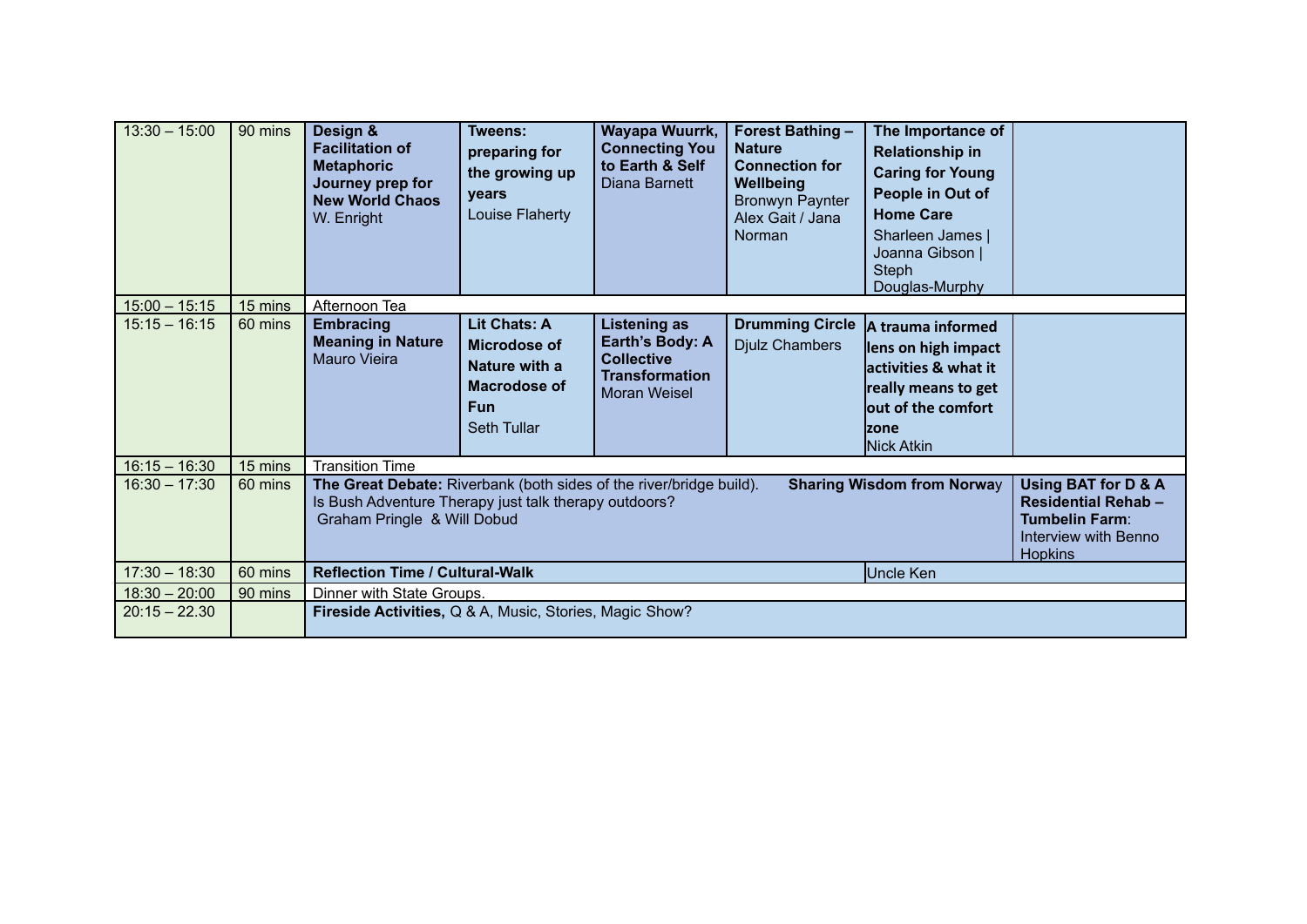| 13:30 – 15:00 | 90 mins | **Design & Facilitation of Metaphoric Journey prep for New World Chaos** W. Enright | **Tweens: preparing for the growing up years** Louise Flaherty | **Wayapa Wuurrk, Connecting You to Earth & Self** Diana Barnett | **Forest Bathing – Nature Connection for Wellbeing** Bronwyn Paynter Alex Gait / Jana Norman | **The Importance of Relationship in Caring for Young People in Out of Home Care** Sharleen James \| Joanna Gibson \| Steph Douglas-Murphy | |
|---|---|---|---|---|---|---|---|
| 15:00 – 15:15 | 15 mins | Afternoon Tea | | | | | |
| 15:15 – 16:15 | 60 mins | **Embracing Meaning in Nature** Mauro Vieira | **Lit Chats: A Microdose of Nature with a Macrodose of Fun** Seth Tullar | **Listening as Earth's Body: A Collective Transformation** Moran Weisel | **Drumming Circle** Djulz Chambers | **A trauma informed lens on high impact activities & what it really means to get out of the comfort zone** Nick Atkin | |
| 16:15 – 16:30 | 15 mins | Transition Time | | | | | |
| 16:30 – 17:30 | 60 mins | **The Great Debate:** Riverbank (both sides of the river/bridge build). Is Bush Adventure Therapy just talk therapy outdoors? Graham Pringle & Will Dobud | | | **Sharing Wisdom from Norway** | | **Using BAT for D & A Residential Rehab – Tumbelin Farm**: Interview with Benno Hopkins |
| 17:30 – 18:30 | 60 mins | **Reflection Time / Cultural-Walk** | | | | Uncle Ken | |
| 18:30 – 20:00 | 90 mins | Dinner with State Groups. | | | | | |
| 20:15 – 22.30 | | **Fireside Activities,** Q & A, Music, Stories, Magic Show? | | | | | |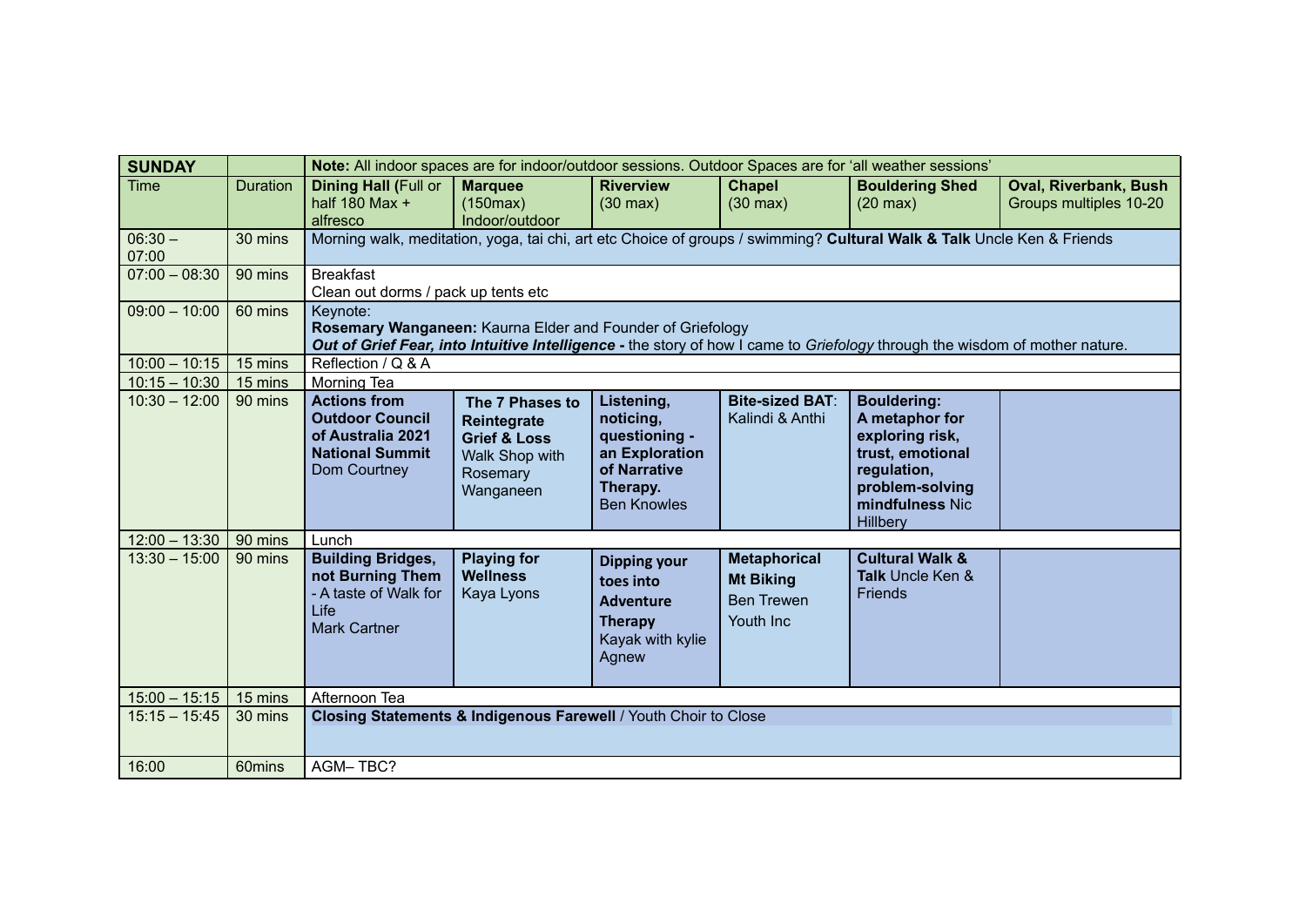| **SUNDAY** | | **Note:** All indoor spaces are for indoor/outdoor sessions. Outdoor Spaces are for 'all weather sessions' | | | | | |
|---|---|---|---|---|---|---|---|
| Time | Duration | **Dining Hall** (Full or half 180 Max + alfresco | **Marquee** (150max) Indoor/outdoor | **Riverview** (30 max) | **Chapel** (30 max) | **Bouldering Shed** (20 max) | **Oval, Riverbank, Bush** Groups multiples 10-20 |
| 06:30 – 07:00 | 30 mins | Morning walk, meditation, yoga, tai chi, art etc Choice of groups / swimming? **Cultural Walk & Talk** Uncle Ken & Friends | | | | | |
| 07:00 – 08:30 | 90 mins | Breakfast<br>Clean out dorms / pack up tents etc | | | | | |
| 09:00 – 10:00 | 60 mins | Keynote:<br>**Rosemary Wanganeen:** Kaurna Elder and Founder of Griefology<br>***Out of Grief Fear, into Intuitive Intelligence -*** the story of how I came to *Griefology* through the wisdom of mother nature. | | | | | |
| 10:00 – 10:15 | 15 mins | Reflection / Q & A | | | | | |
| 10:15 – 10:30 | 15 mins | Morning Tea | | | | | |
| 10:30 – 12:00 | 90 mins | **Actions from Outdoor Council of Australia 2021 National Summit** Dom Courtney | **The 7 Phases to Reintegrate Grief & Loss** Walk Shop with Rosemary Wanganeen | **Listening, noticing, questioning - an Exploration of Narrative Therapy.** Ben Knowles | **Bite-sized BAT**: Kalindi & Anthi | **Bouldering: A metaphor for exploring risk, trust, emotional regulation, problem-solving mindfulness** Nic Hillbery | |
| 12:00 – 13:30 | 90 mins | Lunch | | | | | |
| 13:30 – 15:00 | 90 mins | **Building Bridges, not Burning Them** - A taste of Walk for Life<br>Mark Cartner | **Playing for Wellness** Kaya Lyons | **Dipping your toes into Adventure Therapy** Kayak with kylie Agnew | **Metaphorical Mt Biking** Ben Trewen Youth Inc | **Cultural Walk & Talk** Uncle Ken & Friends | |
| 15:00 – 15:15 | 15 mins | Afternoon Tea | | | | | |
| 15:15 – 15:45 | 30 mins | **Closing Statements & Indigenous Farewell** / Youth Choir to Close | | | | | |
| 16:00 | 60mins | AGM– TBC? | | | | | |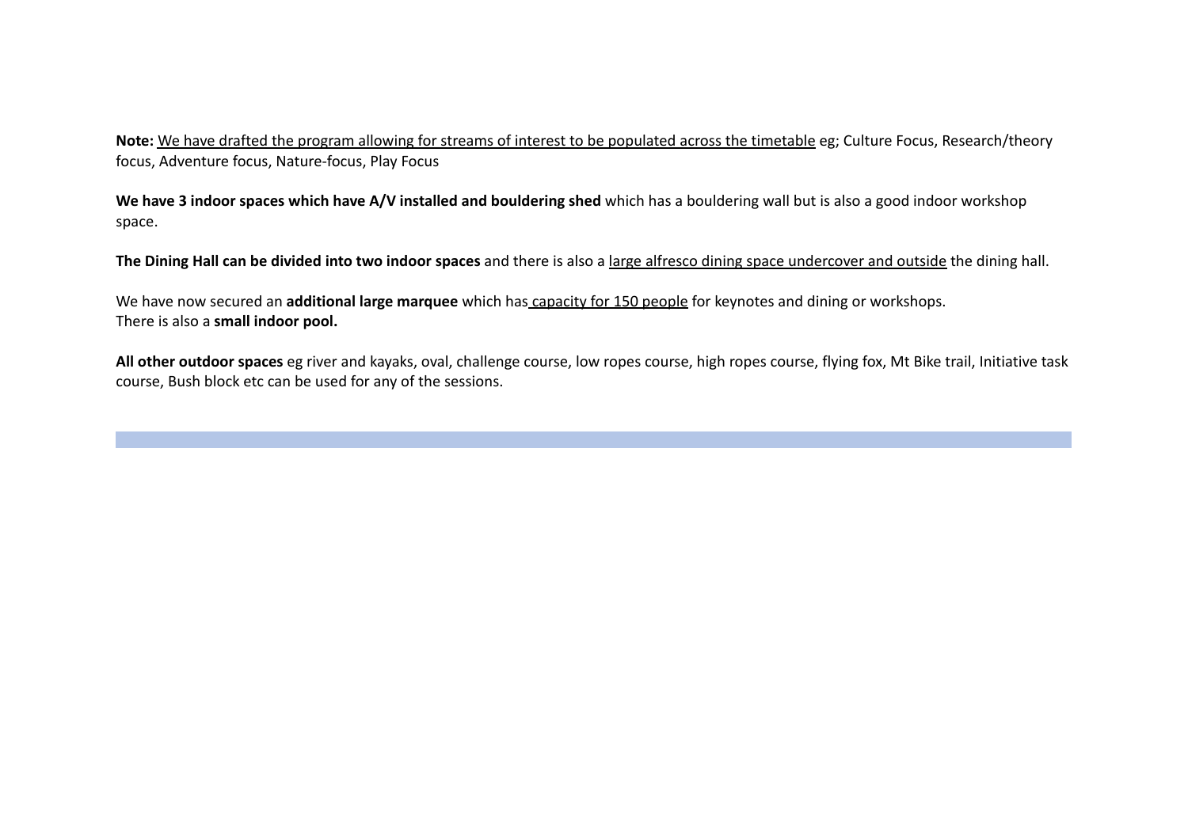**Note:** <u>We have drafted the program allowing for streams of interest to be populated across the timetable</u> eg; Culture Focus, Research/theory focus, Adventure focus, Nature-focus, Play Focus

**We have 3 indoor spaces which have A/V installed and bouldering shed** which has a bouldering wall but is also a good indoor workshop space.

**The Dining Hall can be divided into two indoor spaces** and there is also a <u>large alfresco dining space undercover and outside</u> the dining hall.

We have now secured an **additional large marquee** which has <u>capacity for 150 people</u> for keynotes and dining or workshops.
There is also a **small indoor pool.**

**All other outdoor spaces** eg river and kayaks, oval, challenge course, low ropes course, high ropes course, flying fox, Mt Bike trail, Initiative task course, Bush block etc can be used for any of the sessions.